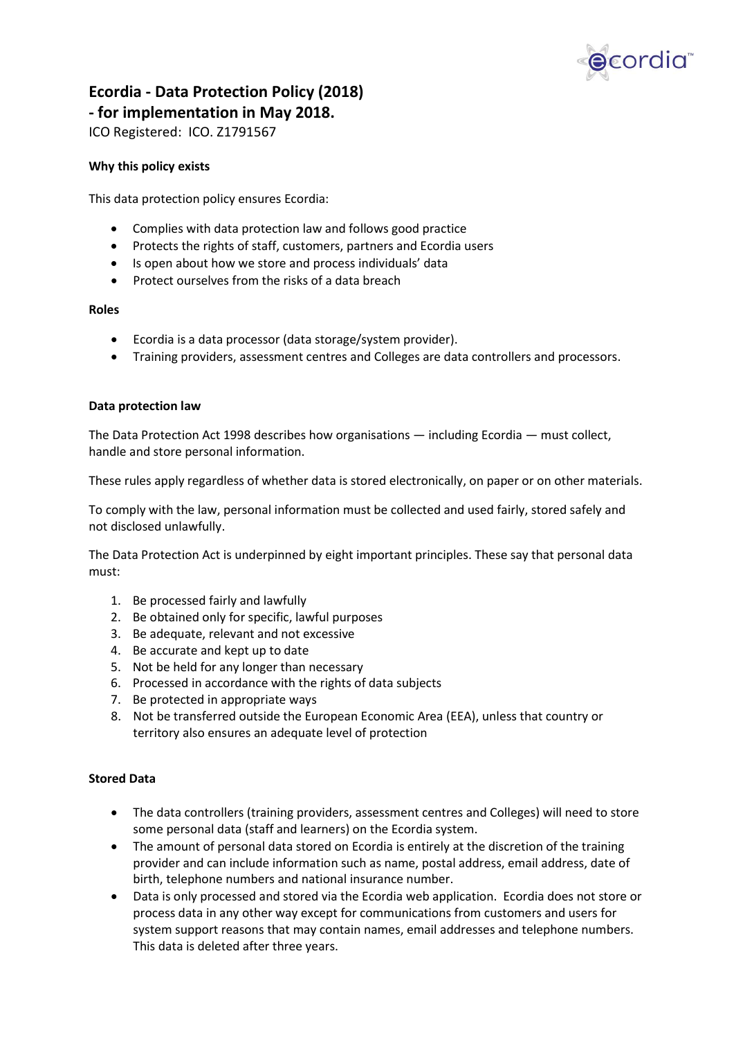# Ecordia - Data Protection Policy (2018)
# - for implementation in May 2018.

ICO Registered: ICO. Z1791567

### Why this policy exists

This data protection policy ensures Ecordia:

- Complies with data protection law and follows good practice
- Protects the rights of staff, customers, partners and Ecordia users
- Is open about how we store and process individuals' data
- Protect ourselves from the risks of a data breach

### Roles

- Ecordia is a data processor (data storage/system provider).
- Training providers, assessment centres and Colleges are data controllers and processors.

### Data protection law

The Data Protection Act 1998 describes how organisations — including Ecordia — must collect, handle and store personal information.

These rules apply regardless of whether data is stored electronically, on paper or on other materials.

To comply with the law, personal information must be collected and used fairly, stored safely and not disclosed unlawfully.

The Data Protection Act is underpinned by eight important principles. These say that personal data must:

1. Be processed fairly and lawfully
2. Be obtained only for specific, lawful purposes
3. Be adequate, relevant and not excessive
4. Be accurate and kept up to date
5. Not be held for any longer than necessary
6. Processed in accordance with the rights of data subjects
7. Be protected in appropriate ways
8. Not be transferred outside the European Economic Area (EEA), unless that country or territory also ensures an adequate level of protection

### Stored Data

- The data controllers (training providers, assessment centres and Colleges) will need to store some personal data (staff and learners) on the Ecordia system.
- The amount of personal data stored on Ecordia is entirely at the discretion of the training provider and can include information such as name, postal address, email address, date of birth, telephone numbers and national insurance number.
- Data is only processed and stored via the Ecordia web application. Ecordia does not store or process data in any other way except for communications from customers and users for system support reasons that may contain names, email addresses and telephone numbers. This data is deleted after three years.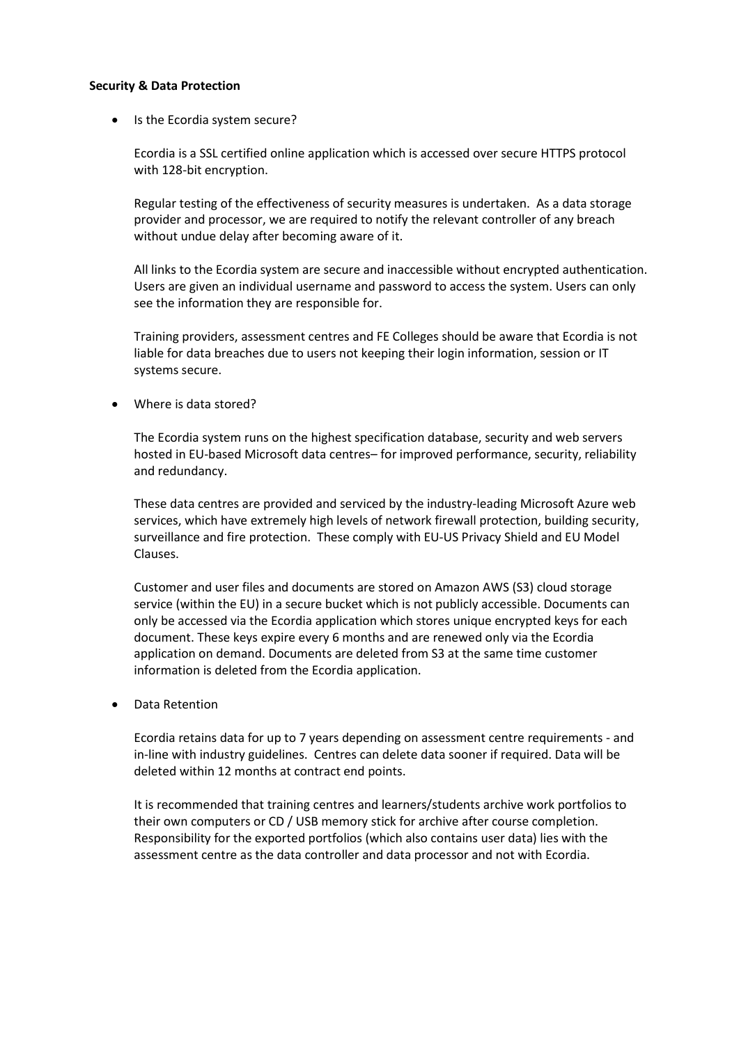**Security & Data Protection**

- Is the Ecordia system secure?

  Ecordia is a SSL certified online application which is accessed over secure HTTPS protocol with 128-bit encryption.

  Regular testing of the effectiveness of security measures is undertaken. As a data storage provider and processor, we are required to notify the relevant controller of any breach without undue delay after becoming aware of it.

  All links to the Ecordia system are secure and inaccessible without encrypted authentication. Users are given an individual username and password to access the system. Users can only see the information they are responsible for.

  Training providers, assessment centres and FE Colleges should be aware that Ecordia is not liable for data breaches due to users not keeping their login information, session or IT systems secure.

- Where is data stored?

  The Ecordia system runs on the highest specification database, security and web servers hosted in EU-based Microsoft data centres– for improved performance, security, reliability and redundancy.

  These data centres are provided and serviced by the industry-leading Microsoft Azure web services, which have extremely high levels of network firewall protection, building security, surveillance and fire protection. These comply with EU-US Privacy Shield and EU Model Clauses.

  Customer and user files and documents are stored on Amazon AWS (S3) cloud storage service (within the EU) in a secure bucket which is not publicly accessible. Documents can only be accessed via the Ecordia application which stores unique encrypted keys for each document. These keys expire every 6 months and are renewed only via the Ecordia application on demand. Documents are deleted from S3 at the same time customer information is deleted from the Ecordia application.

- Data Retention

  Ecordia retains data for up to 7 years depending on assessment centre requirements - and in-line with industry guidelines. Centres can delete data sooner if required. Data will be deleted within 12 months at contract end points.

  It is recommended that training centres and learners/students archive work portfolios to their own computers or CD / USB memory stick for archive after course completion. Responsibility for the exported portfolios (which also contains user data) lies with the assessment centre as the data controller and data processor and not with Ecordia.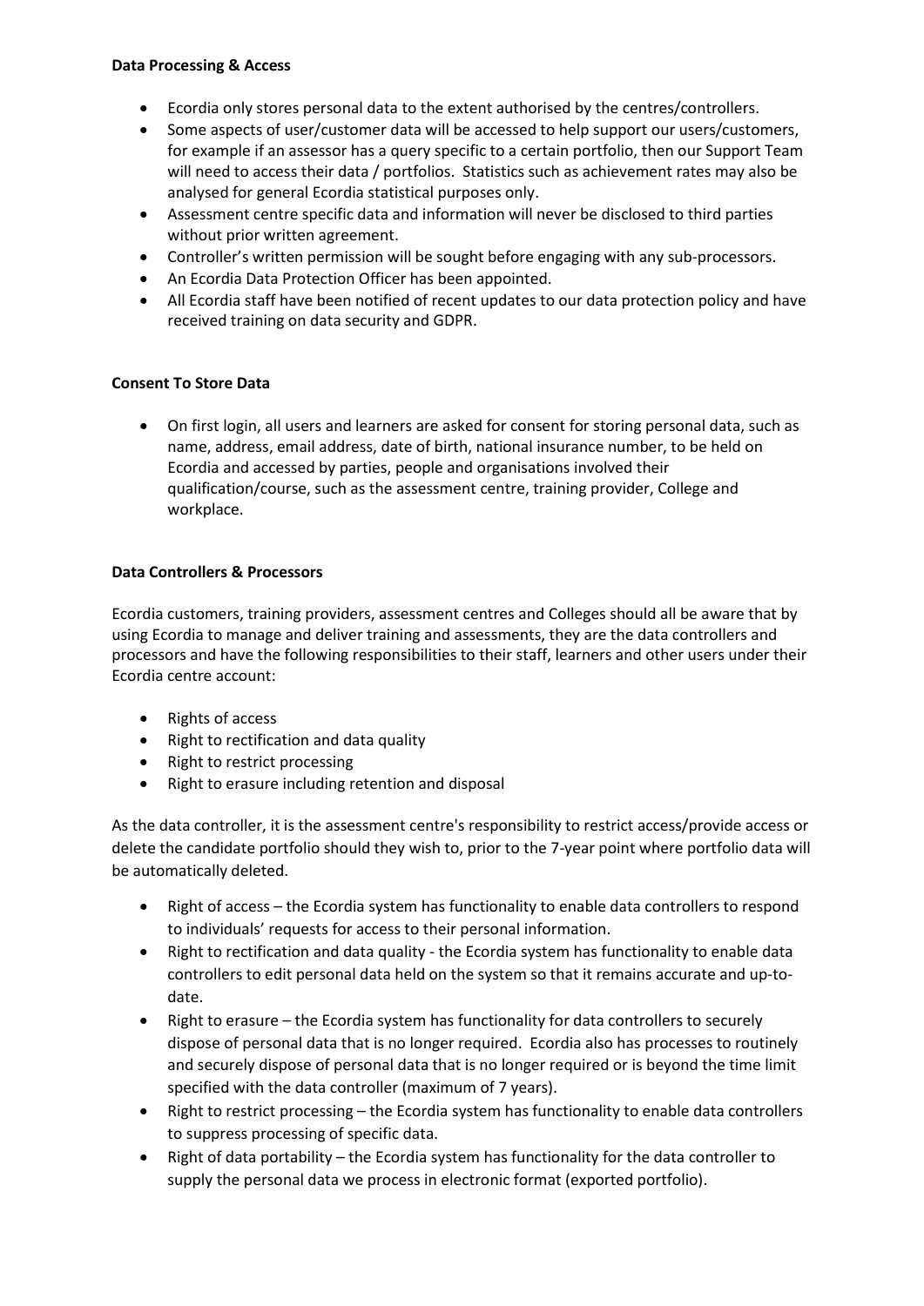**Data Processing & Access**

- Ecordia only stores personal data to the extent authorised by the centres/controllers.
- Some aspects of user/customer data will be accessed to help support our users/customers, for example if an assessor has a query specific to a certain portfolio, then our Support Team will need to access their data / portfolios. Statistics such as achievement rates may also be analysed for general Ecordia statistical purposes only.
- Assessment centre specific data and information will never be disclosed to third parties without prior written agreement.
- Controller's written permission will be sought before engaging with any sub-processors.
- An Ecordia Data Protection Officer has been appointed.
- All Ecordia staff have been notified of recent updates to our data protection policy and have received training on data security and GDPR.

**Consent To Store Data**

- On first login, all users and learners are asked for consent for storing personal data, such as name, address, email address, date of birth, national insurance number, to be held on Ecordia and accessed by parties, people and organisations involved their qualification/course, such as the assessment centre, training provider, College and workplace.

**Data Controllers & Processors**

Ecordia customers, training providers, assessment centres and Colleges should all be aware that by using Ecordia to manage and deliver training and assessments, they are the data controllers and processors and have the following responsibilities to their staff, learners and other users under their Ecordia centre account:

- Rights of access
- Right to rectification and data quality
- Right to restrict processing
- Right to erasure including retention and disposal

As the data controller, it is the assessment centre's responsibility to restrict access/provide access or delete the candidate portfolio should they wish to, prior to the 7-year point where portfolio data will be automatically deleted.

- Right of access – the Ecordia system has functionality to enable data controllers to respond to individuals' requests for access to their personal information.
- Right to rectification and data quality - the Ecordia system has functionality to enable data controllers to edit personal data held on the system so that it remains accurate and up-to-date.
- Right to erasure – the Ecordia system has functionality for data controllers to securely dispose of personal data that is no longer required. Ecordia also has processes to routinely and securely dispose of personal data that is no longer required or is beyond the time limit specified with the data controller (maximum of 7 years).
- Right to restrict processing – the Ecordia system has functionality to enable data controllers to suppress processing of specific data.
- Right of data portability – the Ecordia system has functionality for the data controller to supply the personal data we process in electronic format (exported portfolio).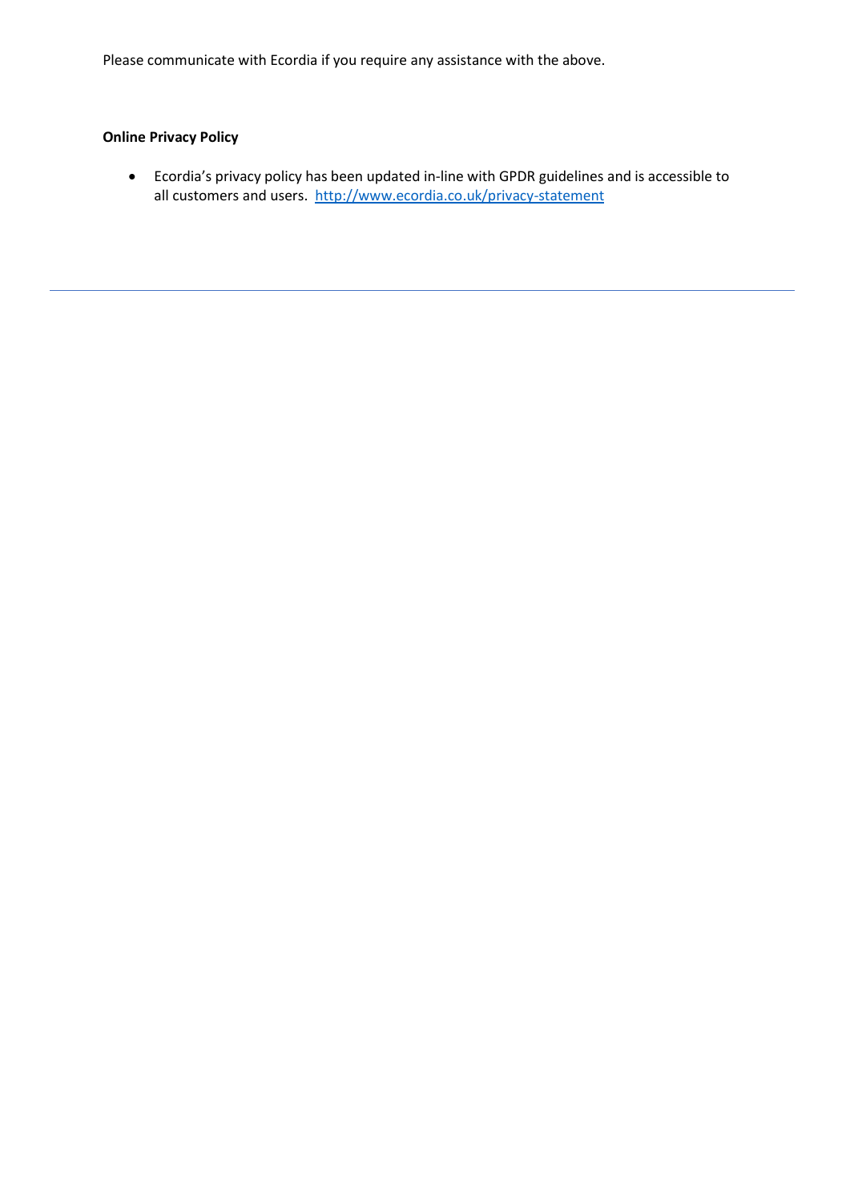Please communicate with Ecordia if you require any assistance with the above.

**Online Privacy Policy**

- Ecordia's privacy policy has been updated in-line with GPDR guidelines and is accessible to all customers and users. http://www.ecordia.co.uk/privacy-statement